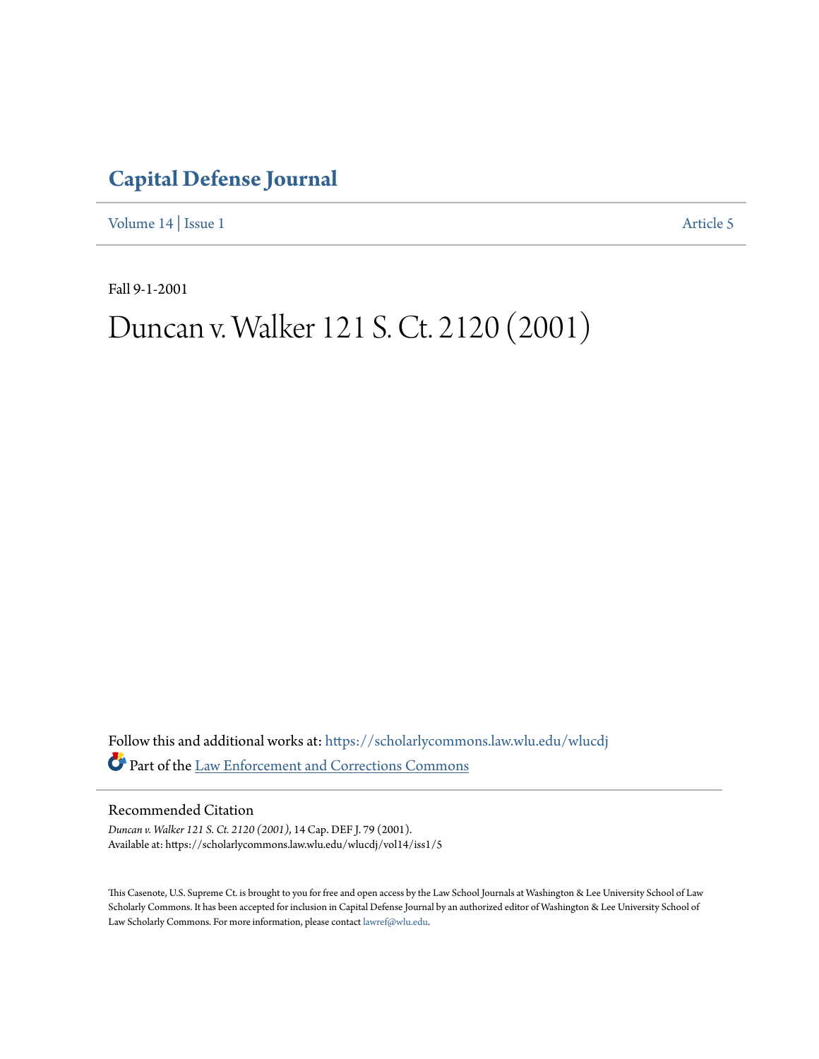# Capital Defense Journal

Volume 14 | Issue 1 Article 5

Fall 9-1-2001

# Duncan v. Walker 121 S. Ct. 2120 (2001)

Follow this and additional works at: https://scholarlycommons.law.wlu.edu/wlucdj

Part of the Law Enforcement and Corrections Commons

## Recommended Citation

*Duncan v. Walker 121 S. Ct. 2120 (2001)*, 14 Cap. DEF J. 79 (2001).
Available at: https://scholarlycommons.law.wlu.edu/wlucdj/vol14/iss1/5

This Casenote, U.S. Supreme Ct. is brought to you for free and open access by the Law School Journals at Washington & Lee University School of Law Scholarly Commons. It has been accepted for inclusion in Capital Defense Journal by an authorized editor of Washington & Lee University School of Law Scholarly Commons. For more information, please contact lawref@wlu.edu.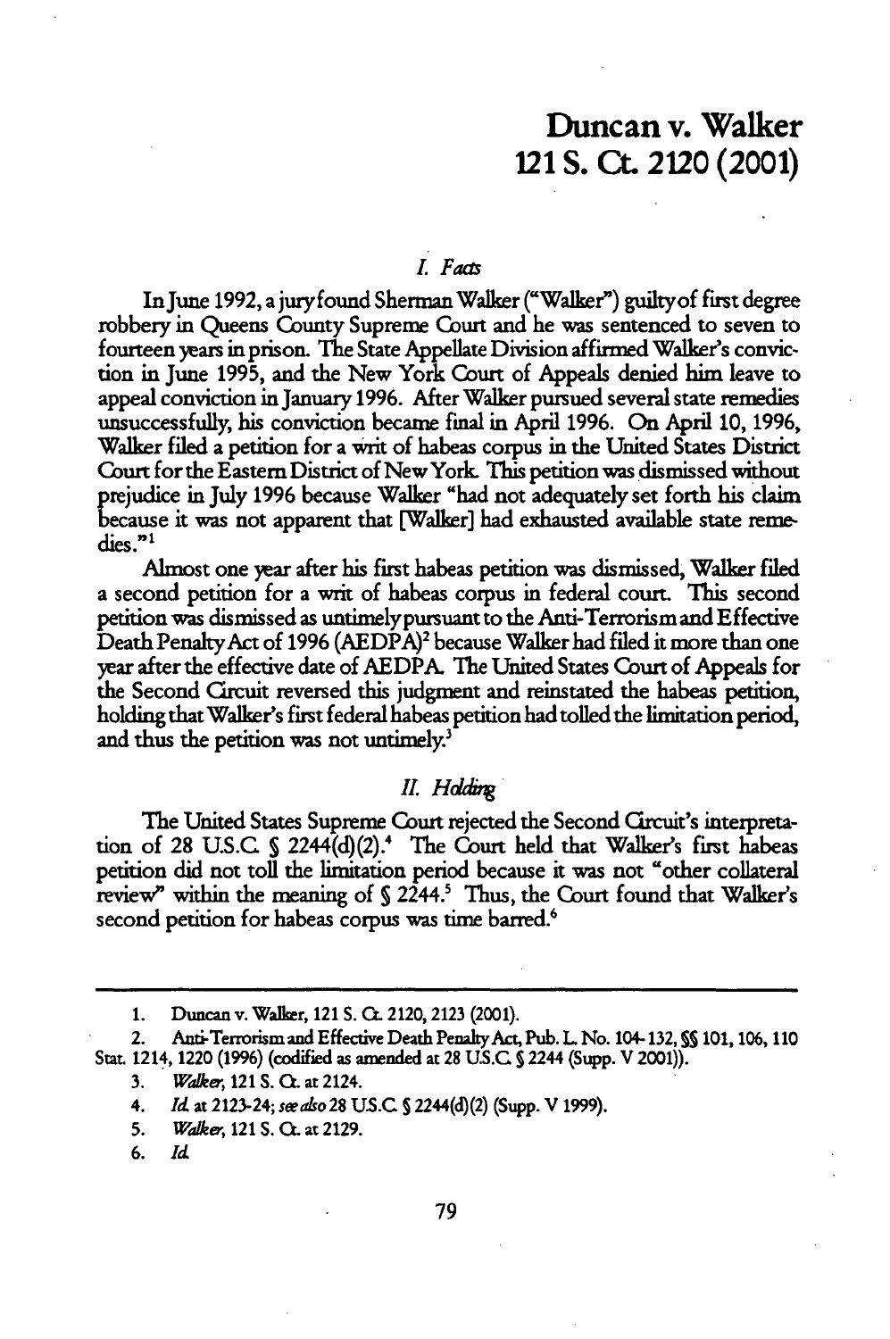# Duncan v. Walker
## 121 S. Ct. 2120 (2001)

### *I. Facts*

In June 1992, a jury found Sherman Walker ("Walker") guilty of first degree robbery in Queens County Supreme Court and he was sentenced to seven to fourteen years in prison. The State Appellate Division affirmed Walker's conviction in June 1995, and the New York Court of Appeals denied him leave to appeal conviction in January 1996. After Walker pursued several state remedies unsuccessfully, his conviction became final in April 1996. On April 10, 1996, Walker filed a petition for a writ of habeas corpus in the United States District Court for the Eastern District of New York. This petition was dismissed without prejudice in July 1996 because Walker "had not adequately set forth his claim because it was not apparent that [Walker] had exhausted available state remedies."[1]

Almost one year after his first habeas petition was dismissed, Walker filed a second petition for a writ of habeas corpus in federal court. This second petition was dismissed as untimely pursuant to the Anti-Terrorism and Effective Death Penalty Act of 1996 (AEDPA)[2] because Walker had filed it more than one year after the effective date of AEDPA. The United States Court of Appeals for the Second Circuit reversed this judgment and reinstated the habeas petition, holding that Walker's first federal habeas petition had tolled the limitation period, and thus the petition was not untimely.[3]

### *II. Holding*

The United States Supreme Court rejected the Second Circuit's interpretation of 28 U.S.C. § 2244(d)(2).[4] The Court held that Walker's first habeas petition did not toll the limitation period because it was not "other collateral review" within the meaning of § 2244.[5] Thus, the Court found that Walker's second petition for habeas corpus was time barred.[6]

---

1. Duncan v. Walker, 121 S. Ct. 2120, 2123 (2001).
2. Anti-Terrorism and Effective Death Penalty Act, Pub. L. No. 104-132, §§ 101, 106, 110 Stat. 1214, 1220 (1996) (codified as amended at 28 U.S.C. § 2244 (Supp. V 2001)).
3. *Walker*, 121 S. Ct. at 2124.
4. *Id.* at 2123-24; *see also* 28 U.S.C. § 2244(d)(2) (Supp. V 1999).
5. *Walker*, 121 S. Ct. at 2129.
6. *Id.*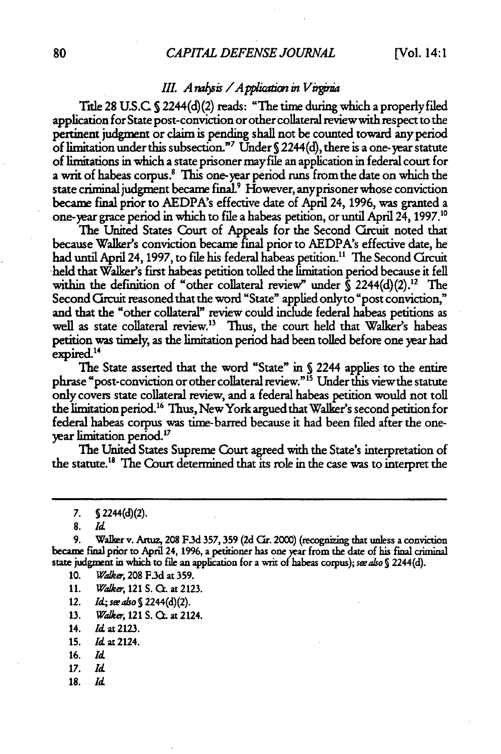### *III. Analysis / Application in Virginia*

Title 28 U.S.C. § 2244(d)(2) reads: "The time during which a properly filed application for State post-conviction or other collateral review with respect to the pertinent judgment or claim is pending shall not be counted toward any period of limitation under this subsection."[7] Under § 2244(d), there is a one-year statute of limitations in which a state prisoner may file an application in federal court for a writ of habeas corpus.[8] This one-year period runs from the date on which the state criminal judgment became final.[9] However, any prisoner whose conviction became final prior to AEDPA's effective date of April 24, 1996, was granted a one-year grace period in which to file a habeas petition, or until April 24, 1997.[10]

The United States Court of Appeals for the Second Circuit noted that because Walker's conviction became final prior to AEDPA's effective date, he had until April 24, 1997, to file his federal habeas petition.[11] The Second Circuit held that Walker's first habeas petition tolled the limitation period because it fell within the definition of "other collateral review" under § 2244(d)(2).[12] The Second Circuit reasoned that the word "State" applied only to "post conviction," and that the "other collateral" review could include federal habeas petitions as well as state collateral review.[13] Thus, the court held that Walker's habeas petition was timely, as the limitation period had been tolled before one year had expired.[14]

The State asserted that the word "State" in § 2244 applies to the entire phrase "post-conviction or other collateral review."[15] Under this view the statute only covers state collateral review, and a federal habeas petition would not toll the limitation period.[16] Thus, New York argued that Walker's second petition for federal habeas corpus was time-barred because it had been filed after the one-year limitation period.[17]

The United States Supreme Court agreed with the State's interpretation of the statute.[18] The Court determined that its role in the case was to interpret the

---

7. § 2244(d)(2).

8. *Id.*

9. Walker v. Artuz, 208 F.3d 357, 359 (2d Cir. 2000) (recognizing that unless a conviction became final prior to April 24, 1996, a petitioner has one year from the date of his final criminal state judgment in which to file an application for a writ of habeas corpus); *see also* § 2244(d).

10. *Walker*, 208 F.3d at 359.

11. *Walker*, 121 S. Ct. at 2123.

12. *Id.*; *see also* § 2244(d)(2).

13. *Walker*, 121 S. Ct. at 2124.

14. *Id.* at 2123.

15. *Id.* at 2124.

16. *Id.*

17. *Id.*

18. *Id.*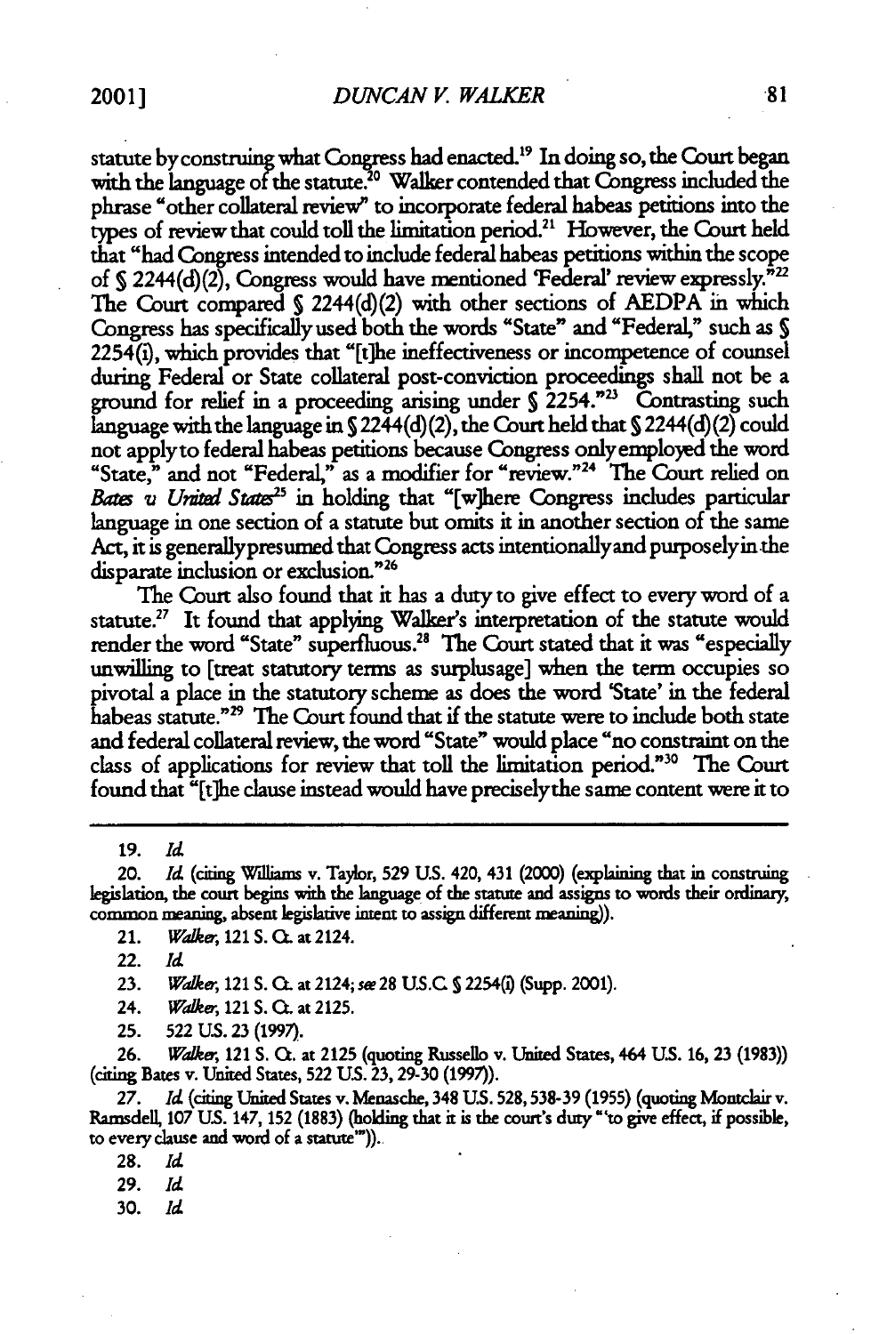statute by construing what Congress had enacted.[19] In doing so, the Court began with the language of the statute.[20] Walker contended that Congress included the phrase "other collateral review" to incorporate federal habeas petitions into the types of review that could toll the limitation period.[21] However, the Court held that "had Congress intended to include federal habeas petitions within the scope of § 2244(d)(2), Congress would have mentioned 'Federal' review expressly."[22] The Court compared § 2244(d)(2) with other sections of AEDPA in which Congress has specifically used both the words "State" and "Federal," such as § 2254(i), which provides that "[t]he ineffectiveness or incompetence of counsel during Federal or State collateral post-conviction proceedings shall not be a ground for relief in a proceeding arising under § 2254."[23] Contrasting such language with the language in § 2244(d)(2), the Court held that § 2244(d)(2) could not apply to federal habeas petitions because Congress only employed the word "State," and not "Federal," as a modifier for "review."[24] The Court relied on *Bates v. United States*[25] in holding that "[w]here Congress includes particular language in one section of a statute but omits it in another section of the same Act, it is generally presumed that Congress acts intentionally and purposely in the disparate inclusion or exclusion."[26]

The Court also found that it has a duty to give effect to every word of a statute.[27] It found that applying Walker's interpretation of the statute would render the word "State" superfluous.[28] The Court stated that it was "especially unwilling to [treat statutory terms as surplusage] when the term occupies so pivotal a place in the statutory scheme as does the word 'State' in the federal habeas statute."[29] The Court found that if the statute were to include both state and federal collateral review, the word "State" would place "no constraint on the class of applications for review that toll the limitation period."[30] The Court found that "[t]he clause instead would have precisely the same content were it to

---

19. *Id.*

20. *Id.* (citing Williams v. Taylor, 529 U.S. 420, 431 (2000) (explaining that in construing legislation, the court begins with the language of the statute and assigns to words their ordinary, common meaning, absent legislative intent to assign different meaning)).

21. *Walker*, 121 S. Ct. at 2124.

22. *Id.*

23. *Walker*, 121 S. Ct. at 2124; *see* 28 U.S.C. § 2254(i) (Supp. 2001).

24. *Walker*, 121 S. Ct. at 2125.

25. 522 U.S. 23 (1997).

26. *Walker*, 121 S. Ct. at 2125 (quoting Russello v. United States, 464 U.S. 16, 23 (1983)) (citing Bates v. United States, 522 U.S. 23, 29-30 (1997)).

27. *Id.* (citing United States v. Menasche, 348 U.S. 528, 538-39 (1955) (quoting Montclair v. Ramsdell, 107 U.S. 147, 152 (1883) (holding that it is the court's duty "'to give effect, if possible, to every clause and word of a statute'")).

28. *Id.*

29. *Id.*

30. *Id.*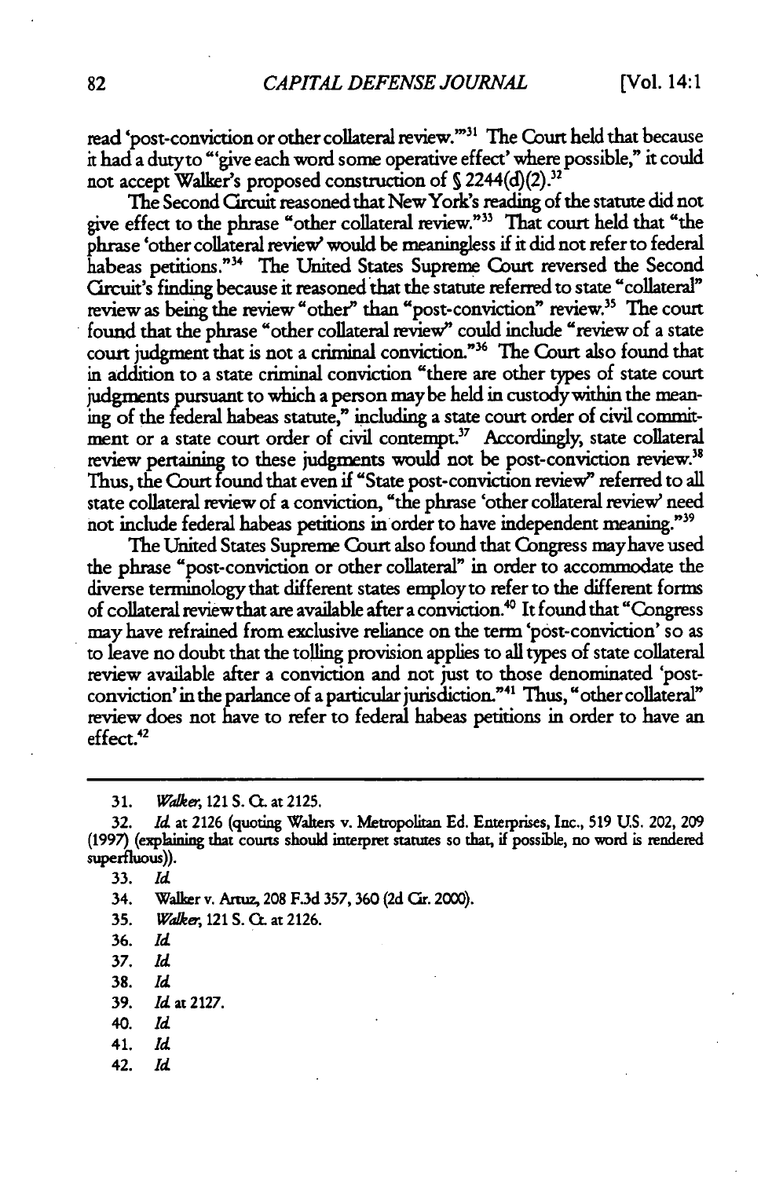read 'post-conviction or other collateral review.'"[31] The Court held that because it had a duty to "'give each word some operative effect' where possible," it could not accept Walker's proposed construction of § 2244(d)(2).[32]

The Second Circuit reasoned that New York's reading of the statute did not give effect to the phrase "other collateral review."[33] That court held that "the phrase 'other collateral review' would be meaningless if it did not refer to federal habeas petitions."[34] The United States Supreme Court reversed the Second Circuit's finding because it reasoned that the statute referred to state "collateral" review as being the review "other" than "post-conviction" review.[35] The court found that the phrase "other collateral review" could include "review of a state court judgment that is not a criminal conviction."[36] The Court also found that in addition to a state criminal conviction "there are other types of state court judgments pursuant to which a person may be held in custody within the meaning of the federal habeas statute," including a state court order of civil commitment or a state court order of civil contempt.[37] Accordingly, state collateral review pertaining to these judgments would not be post-conviction review.[38] Thus, the Court found that even if "State post-conviction review" referred to all state collateral review of a conviction, "the phrase 'other collateral review' need not include federal habeas petitions in order to have independent meaning."[39]

The United States Supreme Court also found that Congress may have used the phrase "post-conviction or other collateral" in order to accommodate the diverse terminology that different states employ to refer to the different forms of collateral review that are available after a conviction.[40] It found that "Congress may have refrained from exclusive reliance on the term 'post-conviction' so as to leave no doubt that the tolling provision applies to all types of state collateral review available after a conviction and not just to those denominated 'post-conviction' in the parlance of a particular jurisdiction."[41] Thus, "other collateral" review does not have to refer to federal habeas petitions in order to have an effect.[42]

---

31. *Walker*, 121 S. Ct. at 2125.

32. *Id.* at 2126 (quoting Walters v. Metropolitan Ed. Enterprises, Inc., 519 U.S. 202, 209 (1997) (explaining that courts should interpret statutes so that, if possible, no word is rendered superfluous)).

33. *Id.*

34. Walker v. Artuz, 208 F.3d 357, 360 (2d Cir. 2000).

35. *Walker*, 121 S. Ct. at 2126.

36. *Id.*

37. *Id.*

38. *Id.*

39. *Id.* at 2127.

40. *Id.*

41. *Id.*

42. *Id.*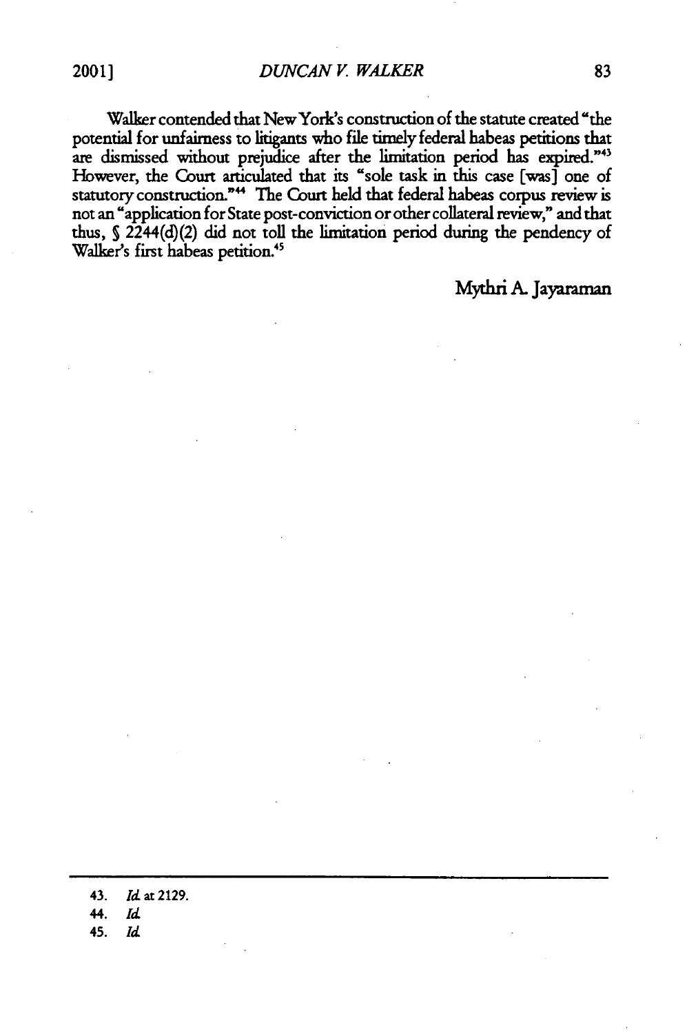Walker contended that New York's construction of the statute created "the potential for unfairness to litigants who file timely federal habeas petitions that are dismissed without prejudice after the limitation period has expired."[43] However, the Court articulated that its "sole task in this case [was] one of statutory construction."[44] The Court held that federal habeas corpus review is not an "application for State post-conviction or other collateral review," and that thus, § 2244(d)(2) did not toll the limitation period during the pendency of Walker's first habeas petition.[45]

Mythri A. Jayaraman

---

43. *Id.* at 2129.
44. *Id.*
45. *Id.*